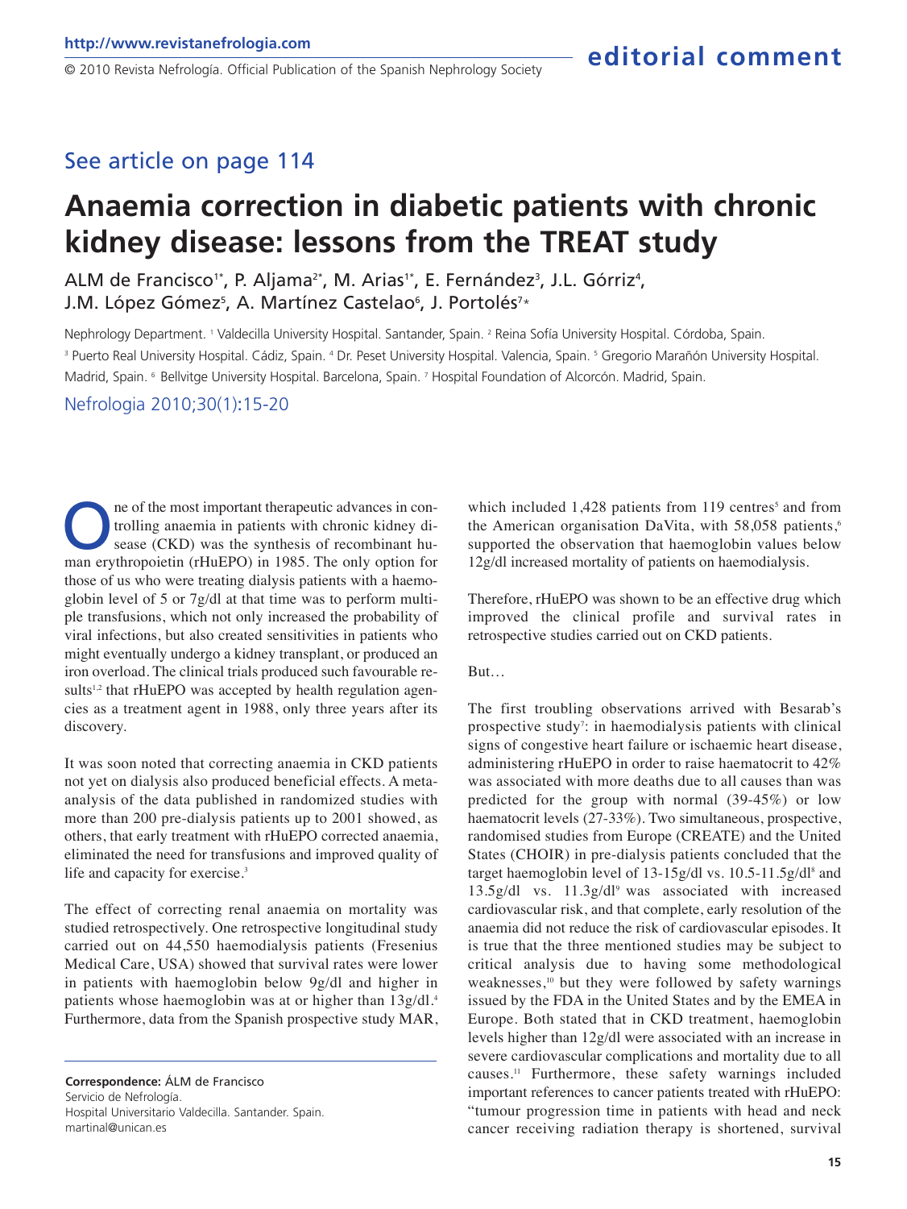See article on page 114

# Anaemia correction in diabetic patients with chronic kidney disease: lessons from the TREAT study

ALM de Francisco[1*], P. Aljama[2*], M. Arias[1*], E. Fernández[3], J.L. Górriz[4], J.M. López Gómez[5], A. Martínez Castelao[6], J. Portolés[7*]

Nephrology Department. [1] Valdecilla University Hospital. Santander, Spain. [2] Reina Sofía University Hospital. Córdoba, Spain. [3] Puerto Real University Hospital. Cádiz, Spain. [4] Dr. Peset University Hospital. Valencia, Spain. [5] Gregorio Marañón University Hospital. Madrid, Spain. [6] Bellvitge University Hospital. Barcelona, Spain. [7] Hospital Foundation of Alcorcón. Madrid, Spain.

One of the most important therapeutic advances in controlling anaemia in patients with chronic kidney disease (CKD) was the synthesis of recombinant human erythropoietin (rHuEPO) in 1985. The only option for those of us who were treating dialysis patients with a haemoglobin level of 5 or 7g/dl at that time was to perform multiple transfusions, which not only increased the probability of viral infections, but also created sensitivities in patients who might eventually undergo a kidney transplant, or produced an iron overload. The clinical trials produced such favourable results[1,2] that rHuEPO was accepted by health regulation agencies as a treatment agent in 1988, only three years after its discovery.

It was soon noted that correcting anaemia in CKD patients not yet on dialysis also produced beneficial effects. A meta-analysis of the data published in randomized studies with more than 200 pre-dialysis patients up to 2001 showed, as others, that early treatment with rHuEPO corrected anaemia, eliminated the need for transfusions and improved quality of life and capacity for exercise.[3]

The effect of correcting renal anaemia on mortality was studied retrospectively. One retrospective longitudinal study carried out on 44,550 haemodialysis patients (Fresenius Medical Care, USA) showed that survival rates were lower in patients with haemoglobin below 9g/dl and higher in patients whose haemoglobin was at or higher than 13g/dl.[4] Furthermore, data from the Spanish prospective study MAR, which included 1,428 patients from 119 centres[5] and from the American organisation DaVita, with 58,058 patients,[6] supported the observation that haemoglobin values below 12g/dl increased mortality of patients on haemodialysis.

Therefore, rHuEPO was shown to be an effective drug which improved the clinical profile and survival rates in retrospective studies carried out on CKD patients.

But…

The first troubling observations arrived with Besarab's prospective study[7]: in haemodialysis patients with clinical signs of congestive heart failure or ischaemic heart disease, administering rHuEPO in order to raise haematocrit to 42% was associated with more deaths due to all causes than was predicted for the group with normal (39-45%) or low haematocrit levels (27-33%). Two simultaneous, prospective, randomised studies from Europe (CREATE) and the United States (CHOIR) in pre-dialysis patients concluded that the target haemoglobin level of 13-15g/dl vs. 10.5-11.5g/dl[8] and 13.5g/dl vs. 11.3g/dl[9] was associated with increased cardiovascular risk, and that complete, early resolution of the anaemia did not reduce the risk of cardiovascular episodes. It is true that the three mentioned studies may be subject to critical analysis due to having some methodological weaknesses,[10] but they were followed by safety warnings issued by the FDA in the United States and by the EMEA in Europe. Both stated that in CKD treatment, haemoglobin levels higher than 12g/dl were associated with an increase in severe cardiovascular complications and mortality due to all causes.[11] Furthermore, these safety warnings included important references to cancer patients treated with rHuEPO: "tumour progression time in patients with head and neck cancer receiving radiation therapy is shortened, survival

**Correspondence:** ÁLM de Francisco
Servicio de Nefrología.
Hospital Universitario Valdecilla. Santander. Spain.
martinal@unican.es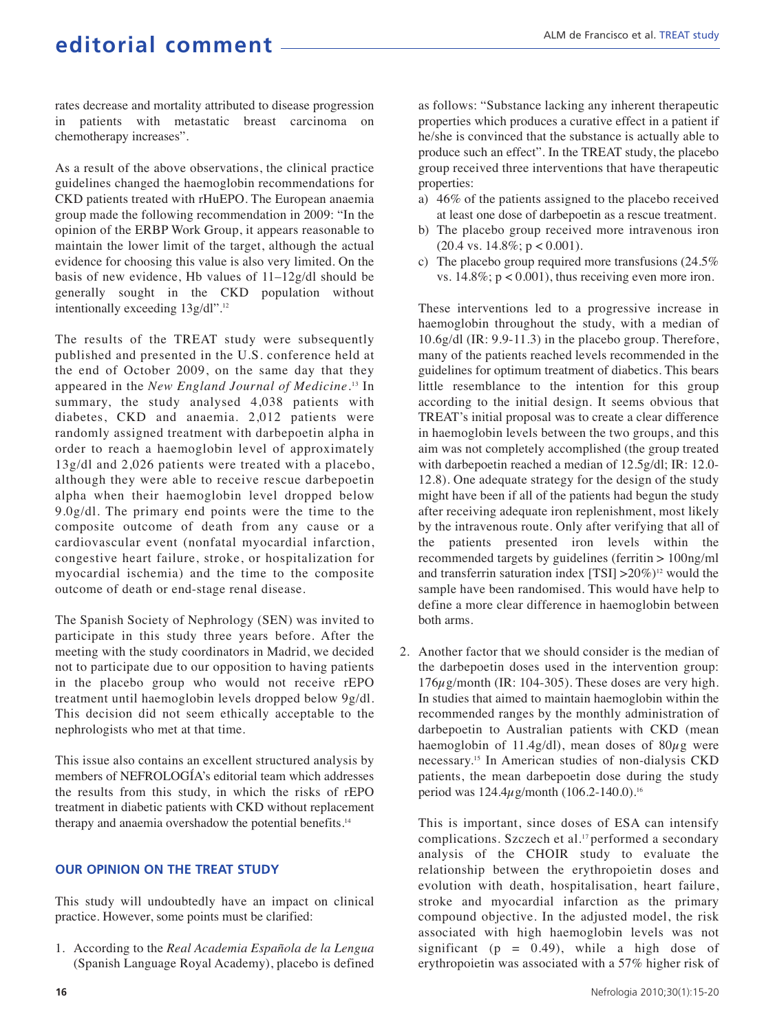rates decrease and mortality attributed to disease progression in patients with metastatic breast carcinoma on chemotherapy increases".

As a result of the above observations, the clinical practice guidelines changed the haemoglobin recommendations for CKD patients treated with rHuEPO. The European anaemia group made the following recommendation in 2009: "In the opinion of the ERBP Work Group, it appears reasonable to maintain the lower limit of the target, although the actual evidence for choosing this value is also very limited. On the basis of new evidence, Hb values of 11–12g/dl should be generally sought in the CKD population without intentionally exceeding 13g/dl".[12]

The results of the TREAT study were subsequently published and presented in the U.S. conference held at the end of October 2009, on the same day that they appeared in the *New England Journal of Medicine*.[13] In summary, the study analysed 4,038 patients with diabetes, CKD and anaemia. 2,012 patients were randomly assigned treatment with darbepoetin alpha in order to reach a haemoglobin level of approximately 13g/dl and 2,026 patients were treated with a placebo, although they were able to receive rescue darbepoetin alpha when their haemoglobin level dropped below 9.0g/dl. The primary end points were the time to the composite outcome of death from any cause or a cardiovascular event (nonfatal myocardial infarction, congestive heart failure, stroke, or hospitalization for myocardial ischemia) and the time to the composite outcome of death or end-stage renal disease.

The Spanish Society of Nephrology (SEN) was invited to participate in this study three years before. After the meeting with the study coordinators in Madrid, we decided not to participate due to our opposition to having patients in the placebo group who would not receive rEPO treatment until haemoglobin levels dropped below 9g/dl. This decision did not seem ethically acceptable to the nephrologists who met at that time.

This issue also contains an excellent structured analysis by members of NEFROLOGÍA's editorial team which addresses the results from this study, in which the risks of rEPO treatment in diabetic patients with CKD without replacement therapy and anaemia overshadow the potential benefits.[14]

## OUR OPINION ON THE TREAT STUDY

This study will undoubtedly have an impact on clinical practice. However, some points must be clarified:

1. According to the *Real Academia Española de la Lengua* (Spanish Language Royal Academy), placebo is defined as follows: "Substance lacking any inherent therapeutic properties which produces a curative effect in a patient if he/she is convinced that the substance is actually able to produce such an effect". In the TREAT study, the placebo group received three interventions that have therapeutic properties:
   a) 46% of the patients assigned to the placebo received at least one dose of darbepoetin as a rescue treatment.
   b) The placebo group received more intravenous iron (20.4 vs. 14.8%; $p < 0.001$).
   c) The placebo group required more transfusions (24.5% vs. 14.8%; $p < 0.001$), thus receiving even more iron.

   These interventions led to a progressive increase in haemoglobin throughout the study, with a median of 10.6g/dl (IR: 9.9-11.3) in the placebo group. Therefore, many of the patients reached levels recommended in the guidelines for optimum treatment of diabetics. This bears little resemblance to the intention for this group according to the initial design. It seems obvious that TREAT's initial proposal was to create a clear difference in haemoglobin levels between the two groups, and this aim was not completely accomplished (the group treated with darbepoetin reached a median of 12.5g/dl; IR: 12.0-12.8). One adequate strategy for the design of the study might have been if all of the patients had begun the study after receiving adequate iron replenishment, most likely by the intravenous route. Only after verifying that all of the patients presented iron levels within the recommended targets by guidelines (ferritin > 100ng/ml and transferrin saturation index [TSI] >20%)[12] would the sample have been randomised. This would have help to define a more clear difference in haemoglobin between both arms.

2. Another factor that we should consider is the median of the darbepoetin doses used in the intervention group: 176$\mu$g/month (IR: 104-305). These doses are very high. In studies that aimed to maintain haemoglobin within the recommended ranges by the monthly administration of darbepoetin to Australian patients with CKD (mean haemoglobin of 11.4g/dl), mean doses of 80$\mu$g were necessary.[15] In American studies of non-dialysis CKD patients, the mean darbepoetin dose during the study period was 124.4$\mu$g/month (106.2-140.0).[16]

   This is important, since doses of ESA can intensify complications. Szczech et al.[17] performed a secondary analysis of the CHOIR study to evaluate the relationship between the erythropoietin doses and evolution with death, hospitalisation, heart failure, stroke and myocardial infarction as the primary compound objective. In the adjusted model, the risk associated with high haemoglobin levels was not significant ($p = 0.49$), while a high dose of erythropoietin was associated with a 57% higher risk of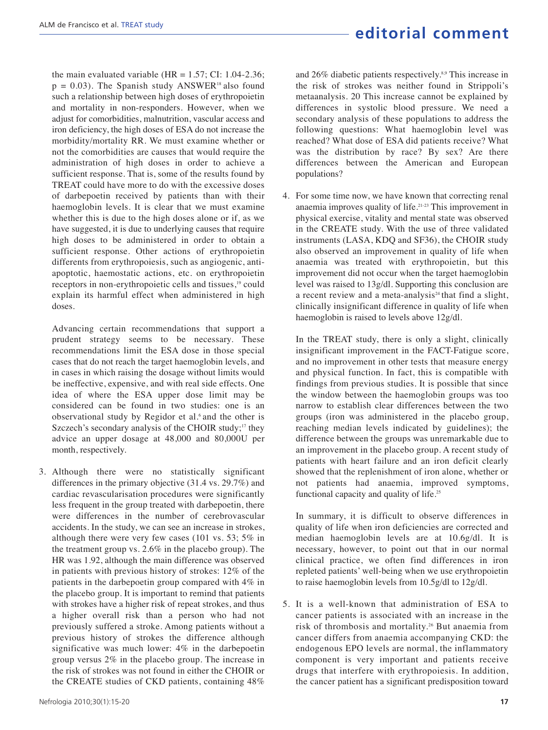the main evaluated variable (HR = 1.57; CI: 1.04-2.36; $p = 0.03$). The Spanish study ANSWER[18] also found such a relationship between high doses of erythropoietin and mortality in non-responders. However, when we adjust for comorbidities, malnutrition, vascular access and iron deficiency, the high doses of ESA do not increase the morbidity/mortality RR. We must examine whether or not the comorbidities are causes that would require the administration of high doses in order to achieve a sufficient response. That is, some of the results found by TREAT could have more to do with the excessive doses of darbepoetin received by patients than with their haemoglobin levels. It is clear that we must examine whether this is due to the high doses alone or if, as we have suggested, it is due to underlying causes that require high doses to be administered in order to obtain a sufficient response. Other actions of erythropoietin differents from erythropoiesis, such as angiogenic, anti-apoptotic, haemostatic actions, etc. on erythropoietin receptors in non-erythropoietic cells and tissues,[19] could explain its harmful effect when administered in high doses.

Advancing certain recommendations that support a prudent strategy seems to be necessary. These recommendations limit the ESA dose in those special cases that do not reach the target haemoglobin levels, and in cases in which raising the dosage without limits would be ineffective, expensive, and with real side effects. One idea of where the ESA upper dose limit may be considered can be found in two studies: one is an observational study by Regidor et al.[6] and the other is Szczech's secondary analysis of the CHOIR study;[17] they advice an upper dosage at 48,000 and 80,000U per month, respectively.

3. Although there were no statistically significant differences in the primary objective (31.4 vs. 29.7%) and cardiac revascularisation procedures were significantly less frequent in the group treated with darbepoetin, there were differences in the number of cerebrovascular accidents. In the study, we can see an increase in strokes, although there were very few cases (101 vs. 53; 5% in the treatment group vs. 2.6% in the placebo group). The HR was 1.92, although the main difference was observed in patients with previous history of strokes: 12% of the patients in the darbepoetin group compared with 4% in the placebo group. It is important to remind that patients with strokes have a higher risk of repeat strokes, and thus a higher overall risk than a person who had not previously suffered a stroke. Among patients without a previous history of strokes the difference although significative was much lower: 4% in the darbepoetin group versus 2% in the placebo group. The increase in the risk of strokes was not found in either the CHOIR or the CREATE studies of CKD patients, containing 48% and 26% diabetic patients respectively.[8,9] This increase in the risk of strokes was neither found in Strippoli's metaanalysis. 20 This increase cannot be explained by differences in systolic blood pressure. We need a secondary analysis of these populations to address the following questions: What haemoglobin level was reached? What dose of ESA did patients receive? What was the distribution by race? By sex? Are there differences between the American and European populations?

4. For some time now, we have known that correcting renal anaemia improves quality of life.[21-23] This improvement in physical exercise, vitality and mental state was observed in the CREATE study. With the use of three validated instruments (LASA, KDQ and SF36), the CHOIR study also observed an improvement in quality of life when anaemia was treated with erythropoietin, but this improvement did not occur when the target haemoglobin level was raised to 13g/dl. Supporting this conclusion are a recent review and a meta-analysis[24] that find a slight, clinically insignificant difference in quality of life when haemoglobin is raised to levels above 12g/dl.

   In the TREAT study, there is only a slight, clinically insignificant improvement in the FACT-Fatigue score, and no improvement in other tests that measure energy and physical function. In fact, this is compatible with findings from previous studies. It is possible that since the window between the haemoglobin groups was too narrow to establish clear differences between the two groups (iron was administered in the placebo group, reaching median levels indicated by guidelines); the difference between the groups was unremarkable due to an improvement in the placebo group. A recent study of patients with heart failure and an iron deficit clearly showed that the replenishment of iron alone, whether or not patients had anaemia, improved symptoms, functional capacity and quality of life.[25]

   In summary, it is difficult to observe differences in quality of life when iron deficiencies are corrected and median haemoglobin levels are at 10.6g/dl. It is necessary, however, to point out that in our normal clinical practice, we often find differences in iron repleted patients' well-being when we use erythropoietin to raise haemoglobin levels from 10.5g/dl to 12g/dl.

5. It is a well-known that administration of ESA to cancer patients is associated with an increase in the risk of thrombosis and mortality.[26] But anaemia from cancer differs from anaemia accompanying CKD: the endogenous EPO levels are normal, the inflammatory component is very important and patients receive drugs that interfere with erythropoiesis. In addition, the cancer patient has a significant predisposition toward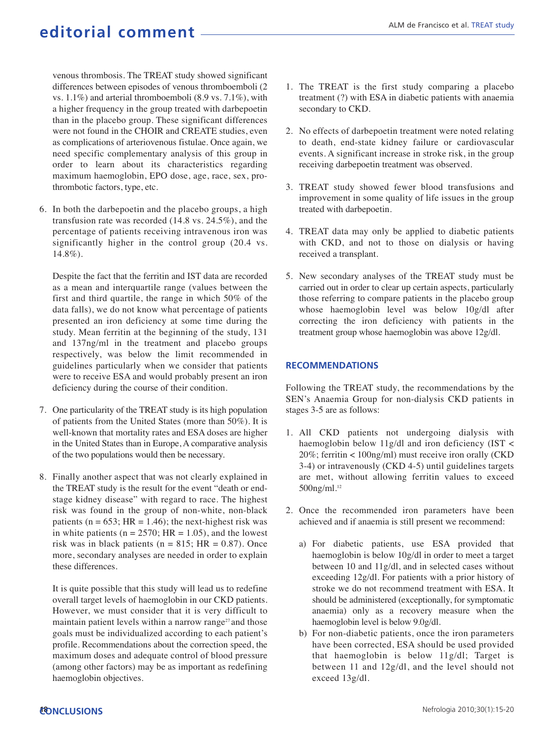venous thrombosis. The TREAT study showed significant differences between episodes of venous thromboemboli (2 vs. 1.1%) and arterial thromboemboli (8.9 vs. 7.1%), with a higher frequency in the group treated with darbepoetin than in the placebo group. These significant differences were not found in the CHOIR and CREATE studies, even as complications of arteriovenous fistulae. Once again, we need specific complementary analysis of this group in order to learn about its characteristics regarding maximum haemoglobin, EPO dose, age, race, sex, pro-thrombotic factors, type, etc.

6. In both the darbepoetin and the placebo groups, a high transfusion rate was recorded (14.8 vs. 24.5%), and the percentage of patients receiving intravenous iron was significantly higher in the control group (20.4 vs. 14.8%).

   Despite the fact that the ferritin and IST data are recorded as a mean and interquartile range (values between the first and third quartile, the range in which 50% of the data falls), we do not know what percentage of patients presented an iron deficiency at some time during the study. Mean ferritin at the beginning of the study, 131 and 137ng/ml in the treatment and placebo groups respectively, was below the limit recommended in guidelines particularly when we consider that patients were to receive ESA and would probably present an iron deficiency during the course of their condition.

7. One particularity of the TREAT study is its high population of patients from the United States (more than 50%). It is well-known that mortality rates and ESA doses are higher in the United States than in Europe, A comparative analysis of the two populations would then be necessary.

8. Finally another aspect that was not clearly explained in the TREAT study is the result for the event "death or end-stage kidney disease" with regard to race. The highest risk was found in the group of non-white, non-black patients (n = 653; HR = 1.46); the next-highest risk was in white patients (n = 2570; HR = 1.05), and the lowest risk was in black patients (n = 815; HR = 0.87). Once more, secondary analyses are needed in order to explain these differences.

   It is quite possible that this study will lead us to redefine overall target levels of haemoglobin in our CKD patients. However, we must consider that it is very difficult to maintain patient levels within a narrow range[27] and those goals must be individualized according to each patient's profile. Recommendations about the correction speed, the maximum doses and adequate control of blood pressure (among other factors) may be as important as redefining haemoglobin objectives.

## CONCLUSIONS

1. The TREAT is the first study comparing a placebo treatment (?) with ESA in diabetic patients with anaemia secondary to CKD.

2. No effects of darbepoetin treatment were noted relating to death, end-state kidney failure or cardiovascular events. A significant increase in stroke risk, in the group receiving darbepoetin treatment was observed.

3. TREAT study showed fewer blood transfusions and improvement in some quality of life issues in the group treated with darbepoetin.

4. TREAT data may only be applied to diabetic patients with CKD, and not to those on dialysis or having received a transplant.

5. New secondary analyses of the TREAT study must be carried out in order to clear up certain aspects, particularly those referring to compare patients in the placebo group whose haemoglobin level was below 10g/dl after correcting the iron deficiency with patients in the treatment group whose haemoglobin was above 12g/dl.

## RECOMMENDATIONS

Following the TREAT study, the recommendations by the SEN's Anaemia Group for non-dialysis CKD patients in stages 3-5 are as follows:

1. All CKD patients not undergoing dialysis with haemoglobin below 11g/dl and iron deficiency (IST < 20%; ferritin < 100ng/ml) must receive iron orally (CKD 3-4) or intravenously (CKD 4-5) until guidelines targets are met, without allowing ferritin values to exceed 500ng/ml.[12]

2. Once the recommended iron parameters have been achieved and if anaemia is still present we recommend:

   a) For diabetic patients, use ESA provided that haemoglobin is below 10g/dl in order to meet a target between 10 and 11g/dl, and in selected cases without exceeding 12g/dl. For patients with a prior history of stroke we do not recommend treatment with ESA. It should be administered (exceptionally, for symptomatic anaemia) only as a recovery measure when the haemoglobin level is below 9.0g/dl.
   b) For non-diabetic patients, once the iron parameters have been corrected, ESA should be used provided that haemoglobin is below 11g/dl; Target is between 11 and 12g/dl, and the level should not exceed 13g/dl.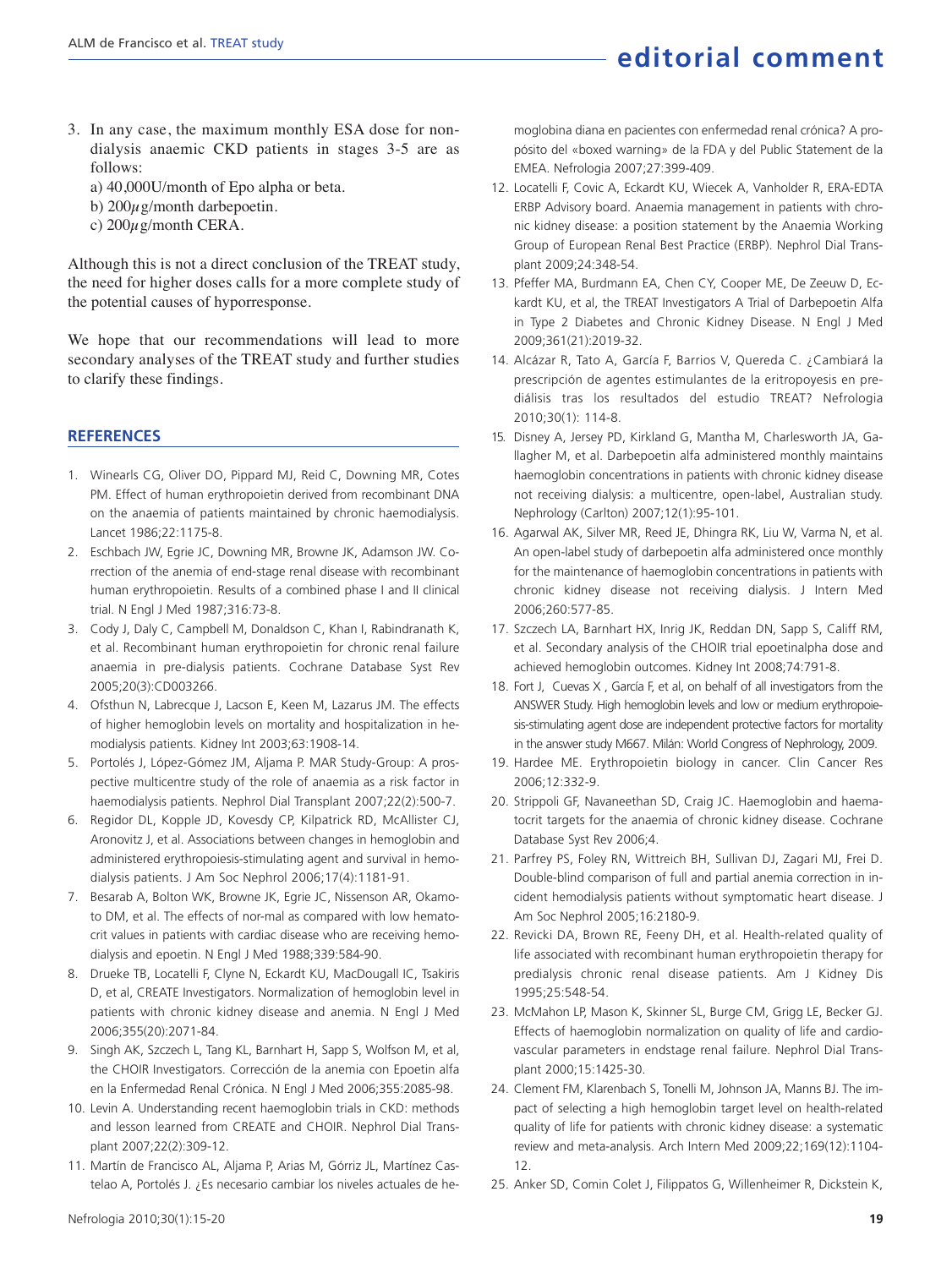3. In any case, the maximum monthly ESA dose for non-dialysis anaemic CKD patients in stages 3-5 are as follows:
   a) 40,000U/month of Epo alpha or beta.
   b) 200$\mu$g/month darbepoetin.
   c) 200$\mu$g/month CERA.

Although this is not a direct conclusion of the TREAT study, the need for higher doses calls for a more complete study of the potential causes of hyporresponse.

We hope that our recommendations will lead to more secondary analyses of the TREAT study and further studies to clarify these findings.

## REFERENCES

1. Winearls CG, Oliver DO, Pippard MJ, Reid C, Downing MR, Cotes PM. Effect of human erythropoietin derived from recombinant DNA on the anaemia of patients maintained by chronic haemodialysis. Lancet 1986;22:1175-8.
2. Eschbach JW, Egrie JC, Downing MR, Browne JK, Adamson JW. Correction of the anemia of end-stage renal disease with recombinant human erythropoietin. Results of a combined phase I and II clinical trial. N Engl J Med 1987;316:73-8.
3. Cody J, Daly C, Campbell M, Donaldson C, Khan I, Rabindranath K, et al. Recombinant human erythropoietin for chronic renal failure anaemia in pre-dialysis patients. Cochrane Database Syst Rev 2005;20(3):CD003266.
4. Ofsthun N, Labrecque J, Lacson E, Keen M, Lazarus JM. The effects of higher hemoglobin levels on mortality and hospitalization in hemodialysis patients. Kidney Int 2003;63:1908-14.
5. Portolés J, López-Gómez JM, Aljama P. MAR Study-Group: A prospective multicentre study of the role of anaemia as a risk factor in haemodialysis patients. Nephrol Dial Transplant 2007;22(2):500-7.
6. Regidor DL, Kopple JD, Kovesdy CP, Kilpatrick RD, McAllister CJ, Aronovitz J, et al. Associations between changes in hemoglobin and administered erythropoiesis-stimulating agent and survival in hemodialysis patients. J Am Soc Nephrol 2006;17(4):1181-91.
7. Besarab A, Bolton WK, Browne JK, Egrie JC, Nissenson AR, Okamoto DM, et al. The effects of nor-mal as compared with low hematocrit values in patients with cardiac disease who are receiving hemodialysis and epoetin. N Engl J Med 1988;339:584-90.
8. Drueke TB, Locatelli F, Clyne N, Eckardt KU, MacDougall IC, Tsakiris D, et al, CREATE Investigators. Normalization of hemoglobin level in patients with chronic kidney disease and anemia. N Engl J Med 2006;355(20):2071-84.
9. Singh AK, Szczech L, Tang KL, Barnhart H, Sapp S, Wolfson M, et al, the CHOIR Investigators. Corrección de la anemia con Epoetin alfa en la Enfermedad Renal Crónica. N Engl J Med 2006;355:2085-98.
10. Levin A. Understanding recent haemoglobin trials in CKD: methods and lesson learned from CREATE and CHOIR. Nephrol Dial Transplant 2007;22(2):309-12.
11. Martín de Francisco AL, Aljama P, Arias M, Górriz JL, Martínez Castelao A, Portolés J. ¿Es necesario cambiar los niveles actuales de hemoglobina diana en pacientes con enfermedad renal crónica? A propósito del «boxed warning» de la FDA y del Public Statement de la EMEA. Nefrologia 2007;27:399-409.
12. Locatelli F, Covic A, Eckardt KU, Wiecek A, Vanholder R, ERA-EDTA ERBP Advisory board. Anaemia management in patients with chronic kidney disease: a position statement by the Anaemia Working Group of European Renal Best Practice (ERBP). Nephrol Dial Transplant 2009;24:348-54.
13. Pfeffer MA, Burdmann EA, Chen CY, Cooper ME, De Zeeuw D, Eckardt KU, et al, the TREAT Investigators A Trial of Darbepoetin Alfa in Type 2 Diabetes and Chronic Kidney Disease. N Engl J Med 2009;361(21):2019-32.
14. Alcázar R, Tato A, García F, Barrios V, Quereda C. ¿Cambiará la prescripción de agentes estimulantes de la eritropoyesis en prediálisis tras los resultados del estudio TREAT? Nefrologia 2010;30(1): 114-8.
15. Disney A, Jersey PD, Kirkland G, Mantha M, Charlesworth JA, Gallagher M, et al. Darbepoetin alfa administered monthly maintains haemoglobin concentrations in patients with chronic kidney disease not receiving dialysis: a multicentre, open-label, Australian study. Nephrology (Carlton) 2007;12(1):95-101.
16. Agarwal AK, Silver MR, Reed JE, Dhingra RK, Liu W, Varma N, et al. An open-label study of darbepoetin alfa administered once monthly for the maintenance of haemoglobin concentrations in patients with chronic kidney disease not receiving dialysis. J Intern Med 2006;260:577-85.
17. Szczech LA, Barnhart HX, Inrig JK, Reddan DN, Sapp S, Califf RM, et al. Secondary analysis of the CHOIR trial epoetinalpha dose and achieved hemoglobin outcomes. Kidney Int 2008;74:791-8.
18. Fort J, Cuevas X , García F, et al, on behalf of all investigators from the ANSWER Study. High hemoglobin levels and low or medium erythropoiesis-stimulating agent dose are independent protective factors for mortality in the answer study M667. Milán: World Congress of Nephrology, 2009.
19. Hardee ME. Erythropoietin biology in cancer. Clin Cancer Res 2006;12:332-9.
20. Strippoli GF, Navaneethan SD, Craig JC. Haemoglobin and haematocrit targets for the anaemia of chronic kidney disease. Cochrane Database Syst Rev 2006;4.
21. Parfrey PS, Foley RN, Wittreich BH, Sullivan DJ, Zagari MJ, Frei D. Double-blind comparison of full and partial anemia correction in incident hemodialysis patients without symptomatic heart disease. J Am Soc Nephrol 2005;16:2180-9.
22. Revicki DA, Brown RE, Feeny DH, et al. Health-related quality of life associated with recombinant human erythropoietin therapy for predialysis chronic renal disease patients. Am J Kidney Dis 1995;25:548-54.
23. McMahon LP, Mason K, Skinner SL, Burge CM, Grigg LE, Becker GJ. Effects of haemoglobin normalization on quality of life and cardiovascular parameters in endstage renal failure. Nephrol Dial Transplant 2000;15:1425-30.
24. Clement FM, Klarenbach S, Tonelli M, Johnson JA, Manns BJ. The impact of selecting a high hemoglobin target level on health-related quality of life for patients with chronic kidney disease: a systematic review and meta-analysis. Arch Intern Med 2009;22;169(12):1104-12.
25. Anker SD, Comin Colet J, Filippatos G, Willenheimer R, Dickstein K,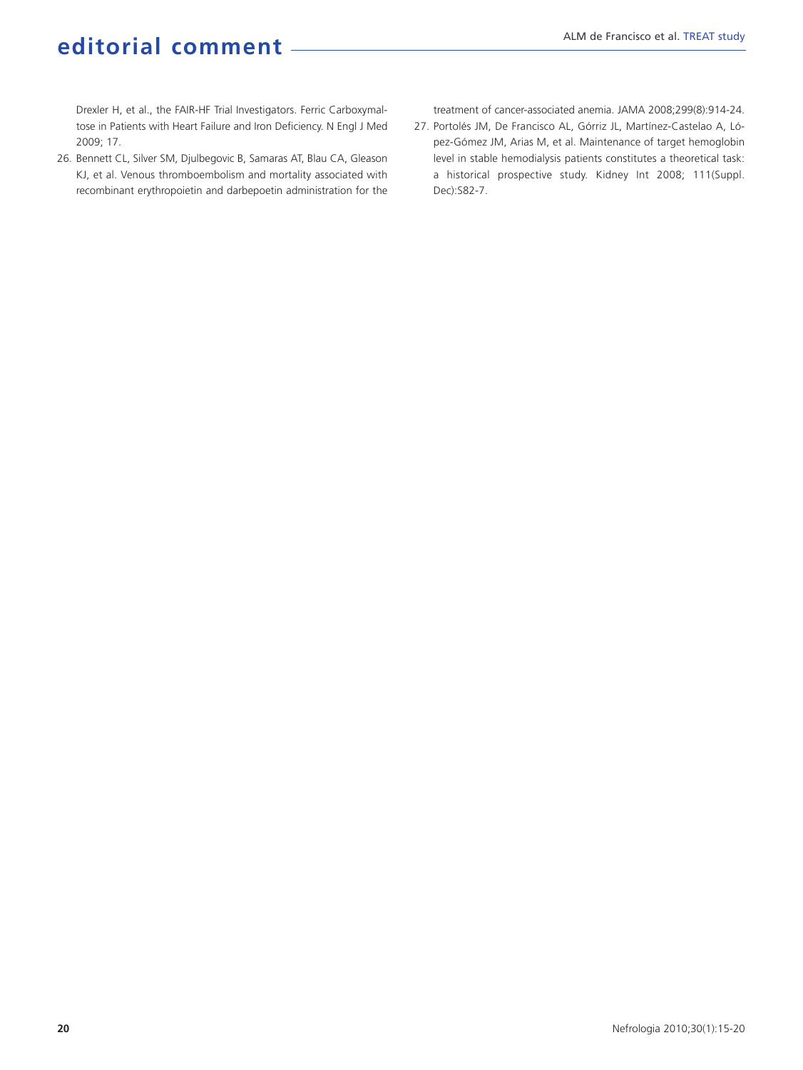Drexler H, et al., the FAIR-HF Trial Investigators. Ferric Carboxymaltose in Patients with Heart Failure and Iron Deficiency. N Engl J Med 2009; 17.

26. Bennett CL, Silver SM, Djulbegovic B, Samaras AT, Blau CA, Gleason KJ, et al. Venous thromboembolism and mortality associated with recombinant erythropoietin and darbepoetin administration for the treatment of cancer-associated anemia. JAMA 2008;299(8):914-24.
27. Portolés JM, De Francisco AL, Górriz JL, Martínez-Castelao A, López-Gómez JM, Arias M, et al. Maintenance of target hemoglobin level in stable hemodialysis patients constitutes a theoretical task: a historical prospective study. Kidney Int 2008; 111(Suppl. Dec):S82-7.